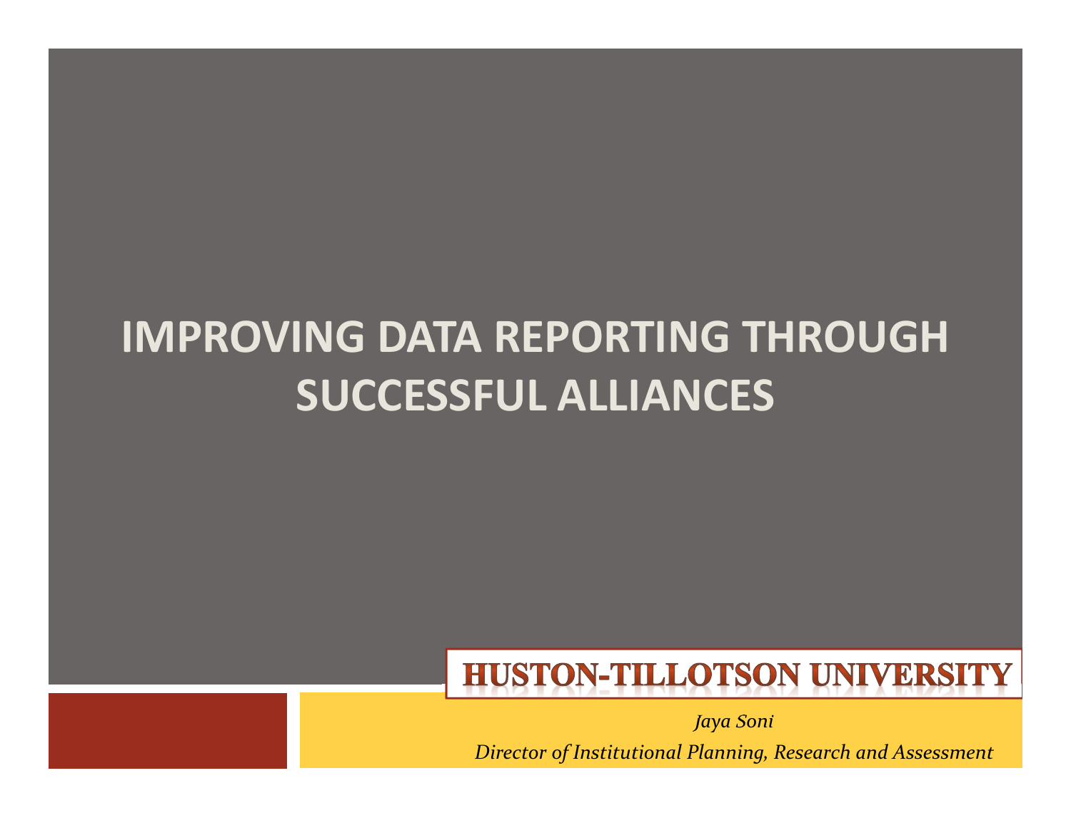# IMPROVING DATA REPORTING THROUGH SUCCESSFUL ALLIANCES

**HUSTON-TILLOTSON UNIVERSITY**

*Jaya Soni*

*Director of Institutional Planning, Research and Assessment*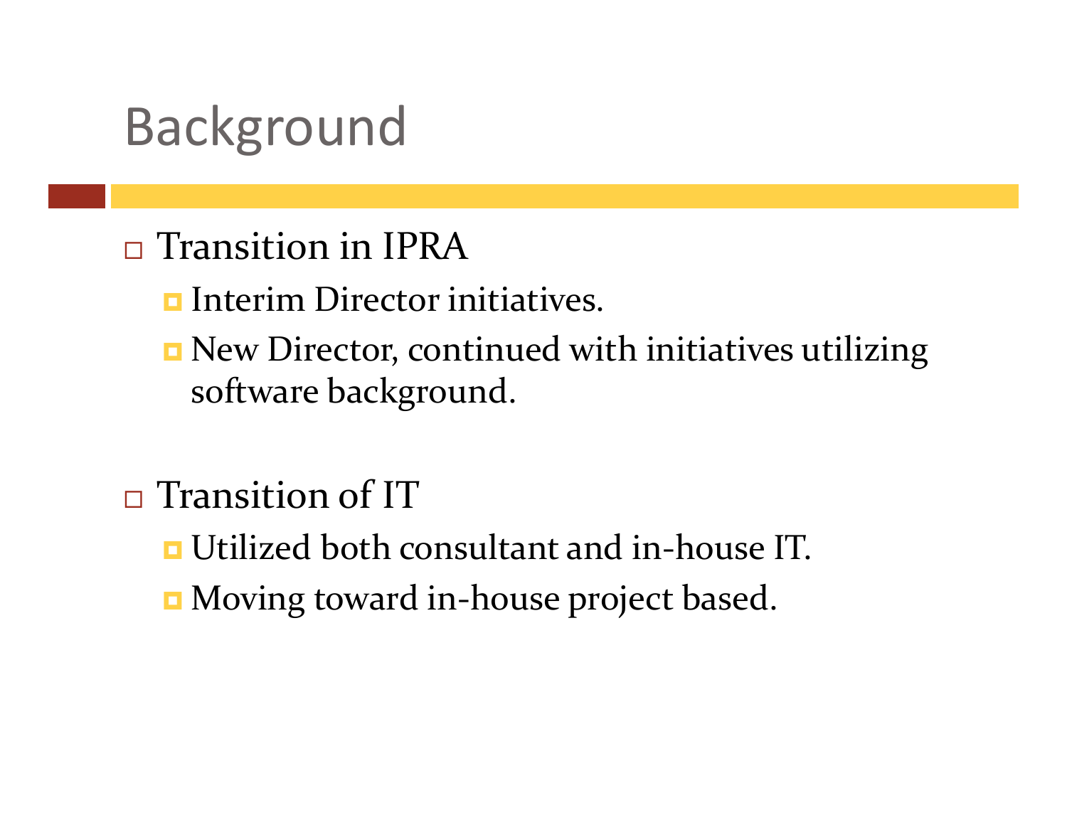# Background

- Transition in IPRA
  - Interim Director initiatives.
  - New Director, continued with initiatives utilizing software background.

- Transition of IT
  - Utilized both consultant and in-house IT.
  - Moving toward in-house project based.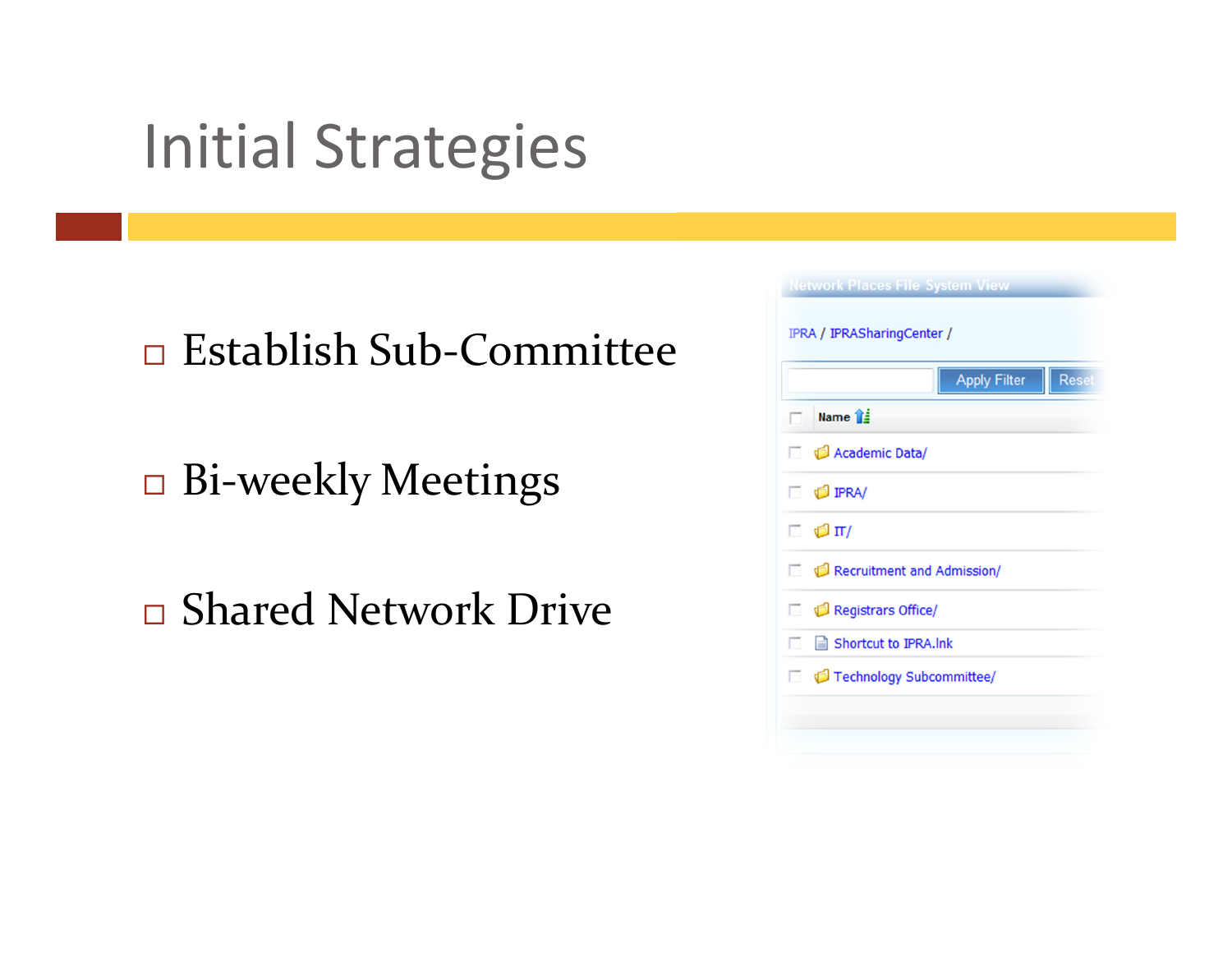# Initial Strategies

- Establish Sub-Committee
- Bi-weekly Meetings
- Shared Network Drive

Network Places File System View

IPRA / IPRASharingCenter /

Apply Filter Reset

| Name |
| --- |
| Academic Data/ |
| IPRA/ |
| IT/ |
| Recruitment and Admission/ |
| Registrars Office/ |
| Shortcut to IPRA.lnk |
| Technology Subcommittee/ |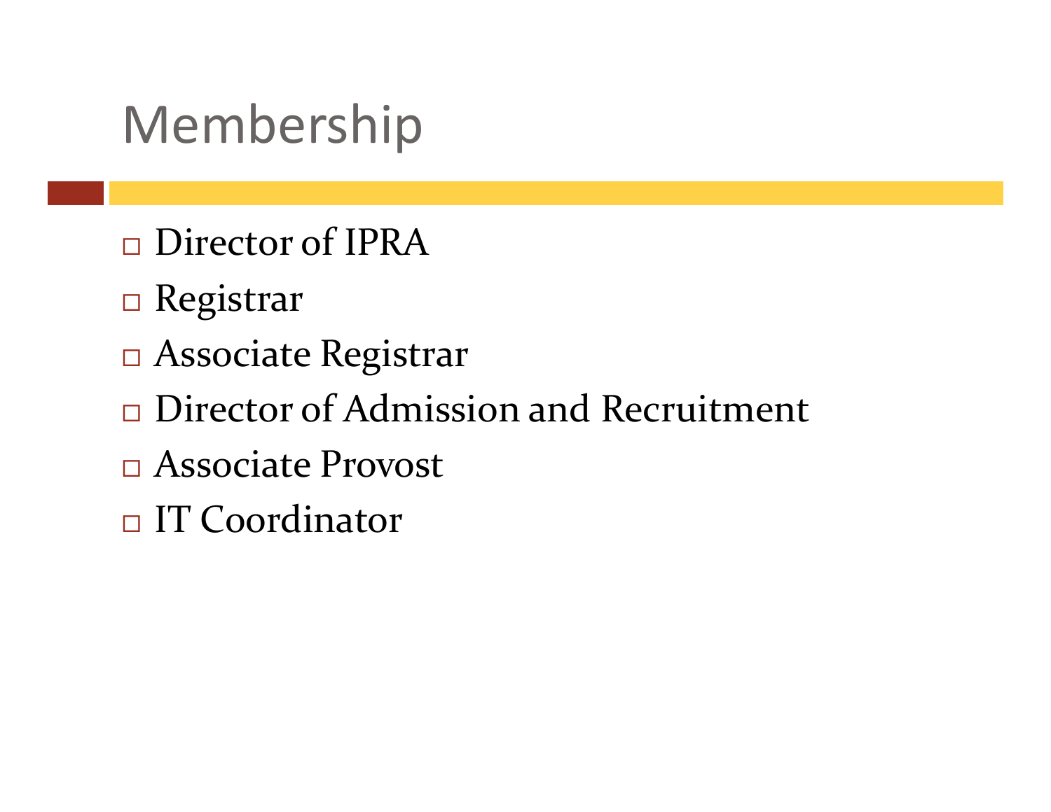# Membership

- Director of IPRA
- Registrar
- Associate Registrar
- Director of Admission and Recruitment
- Associate Provost
- IT Coordinator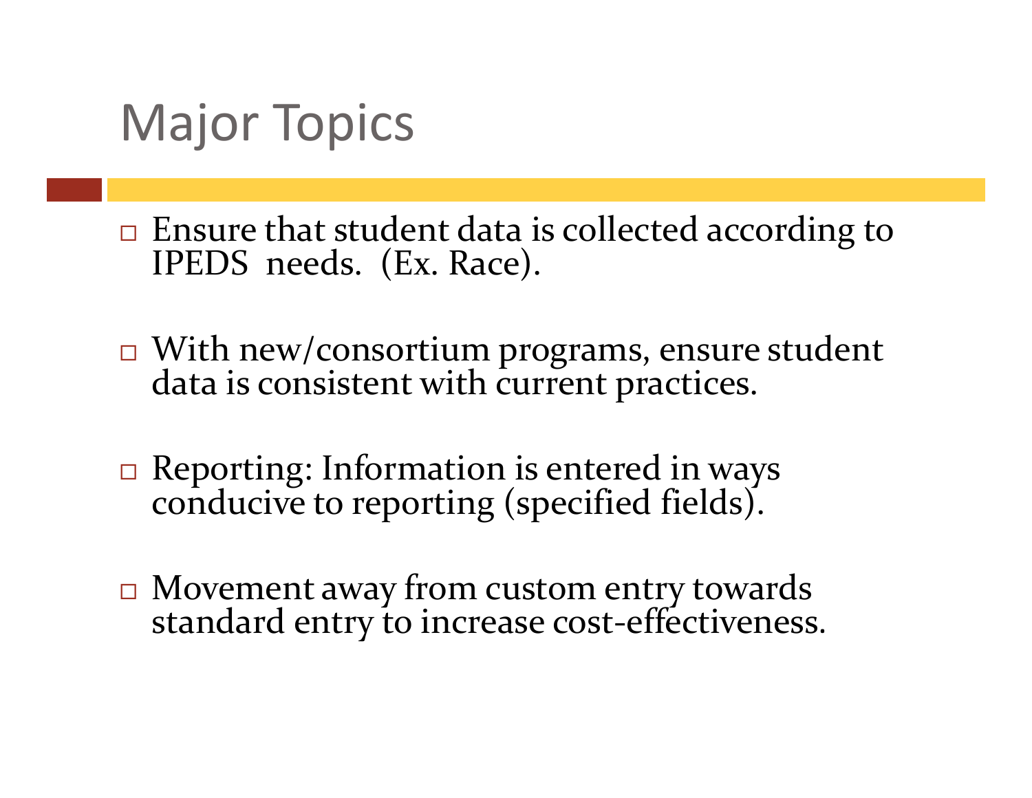# Major Topics

- Ensure that student data is collected according to IPEDS needs. (Ex. Race).

- With new/consortium programs, ensure student data is consistent with current practices.

- Reporting: Information is entered in ways conducive to reporting (specified fields).

- Movement away from custom entry towards standard entry to increase cost-effectiveness.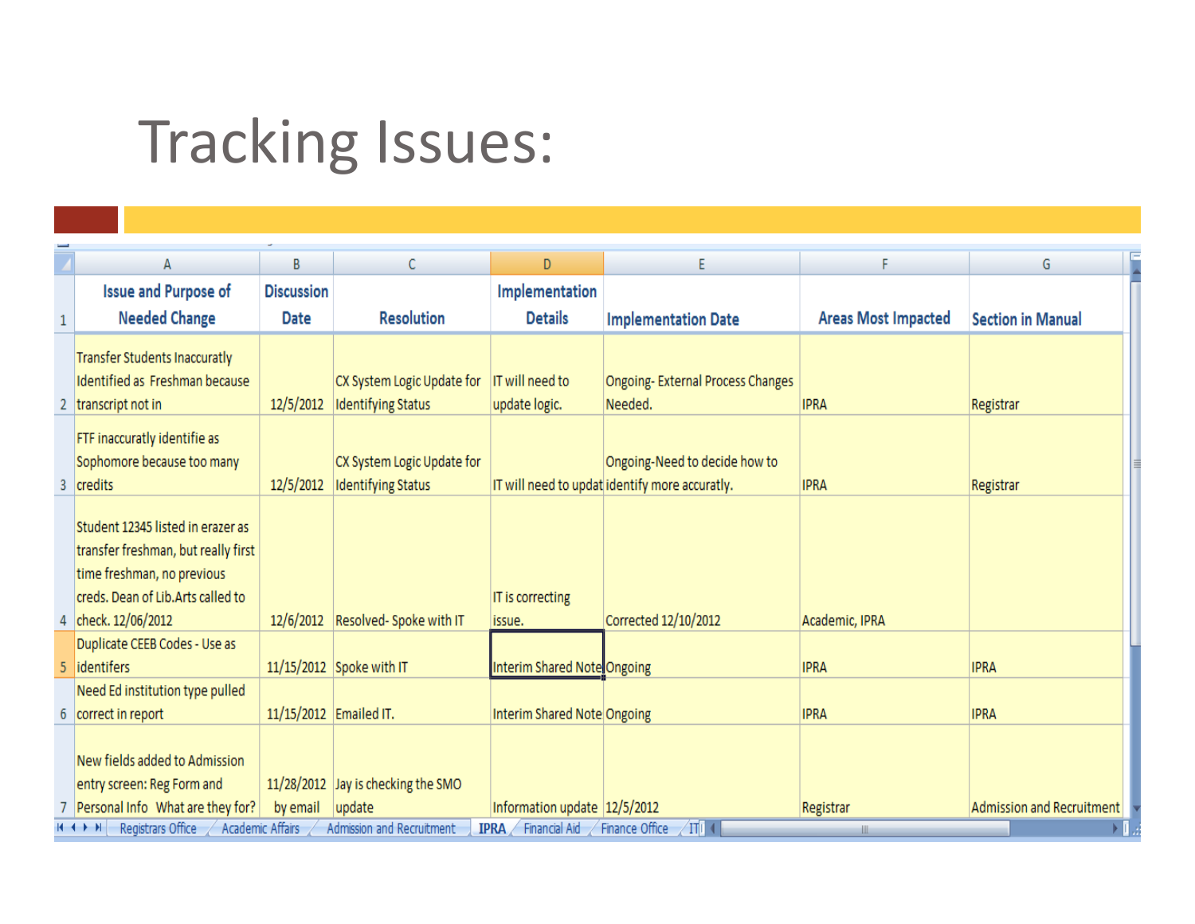# Tracking Issues:

| Issue and Purpose of Needed Change | Discussion Date | Resolution | Implementation Details | Implementation Date | Areas Most Impacted | Section in Manual |
|---|---|---|---|---|---|---|
| Transfer Students Inaccurately Identified as Freshman because transcript not in | 12/5/2012 | CX System Logic Update for Identifying Status | IT will need to update logic. | Ongoing- External Process Changes Needed. | IPRA | Registrar |
| FTF inaccurately identifie as Sophomore because too many credits | 12/5/2012 | CX System Logic Update for Identifying Status | IT will need to updat | Ongoing-Need to decide how to identify more accuratly. | IPRA | Registrar |
| Student 12345 listed in erazer as transfer freshman, but really first time freshman, no previous creds. Dean of Lib.Arts called to check. 12/06/2012 | 12/6/2012 | Resolved- Spoke with IT | IT is correcting issue. | Corrected 12/10/2012 | Academic, IPRA | |
| Duplicate CEEB Codes - Use as identifers | 11/15/2012 | Spoke with IT | Interim Shared Note | Ongoing | IPRA | IPRA |
| Need Ed institution type pulled correct in report | 11/15/2012 | Emailed IT. | Interim Shared Note | Ongoing | IPRA | IPRA |
| New fields added to Admission entry screen: Reg Form and Personal Info What are they for? | 11/28/2012 by email | Jay is checking the SMO update | Information update | 12/5/2012 | Registrar | Admission and Recruitment |

Registrars Office | Academic Affairs | Admission and Recruitment | IPRA | Financial Aid | Finance Office | IT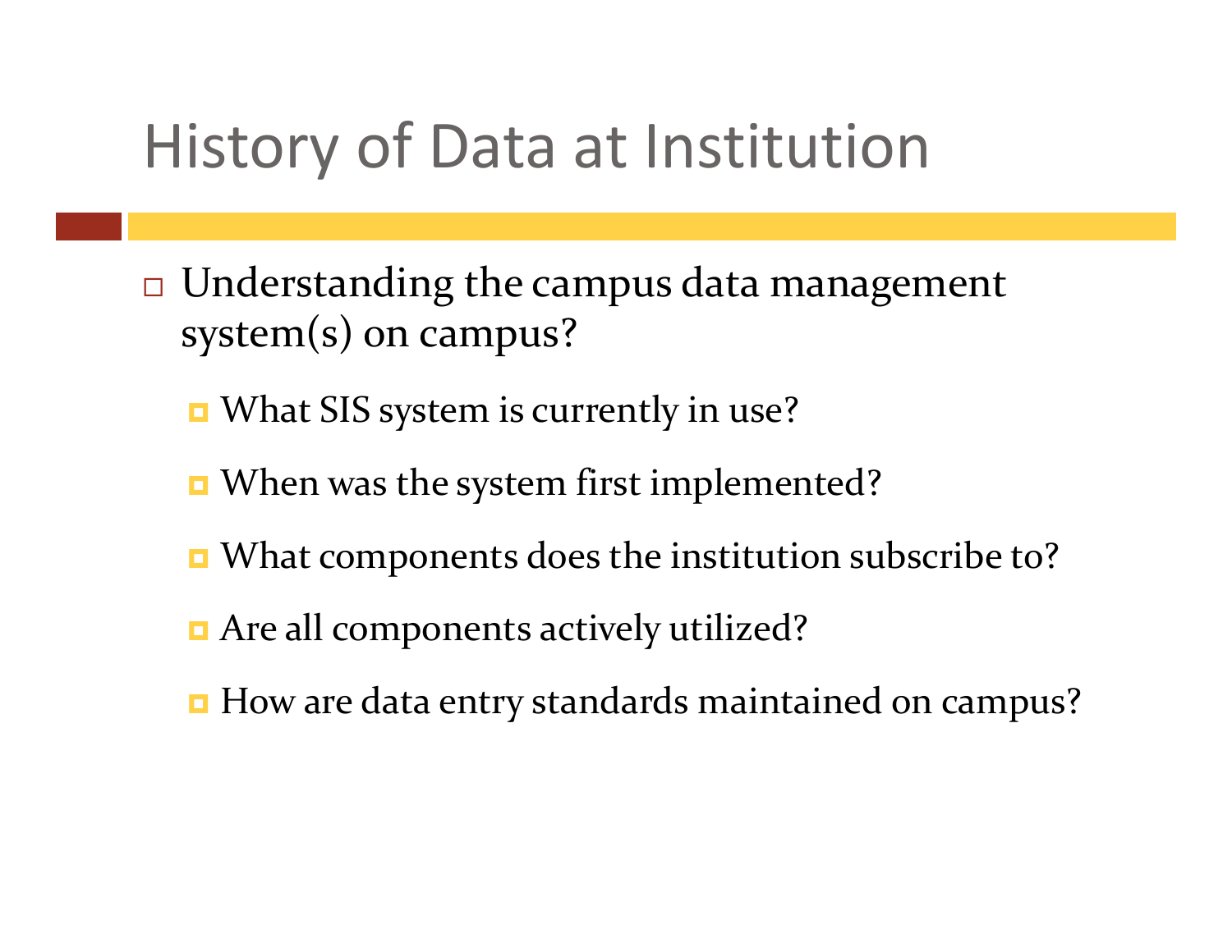# History of Data at Institution

- Understanding the campus data management system(s) on campus?
  - What SIS system is currently in use?
  - When was the system first implemented?
  - What components does the institution subscribe to?
  - Are all components actively utilized?
  - How are data entry standards maintained on campus?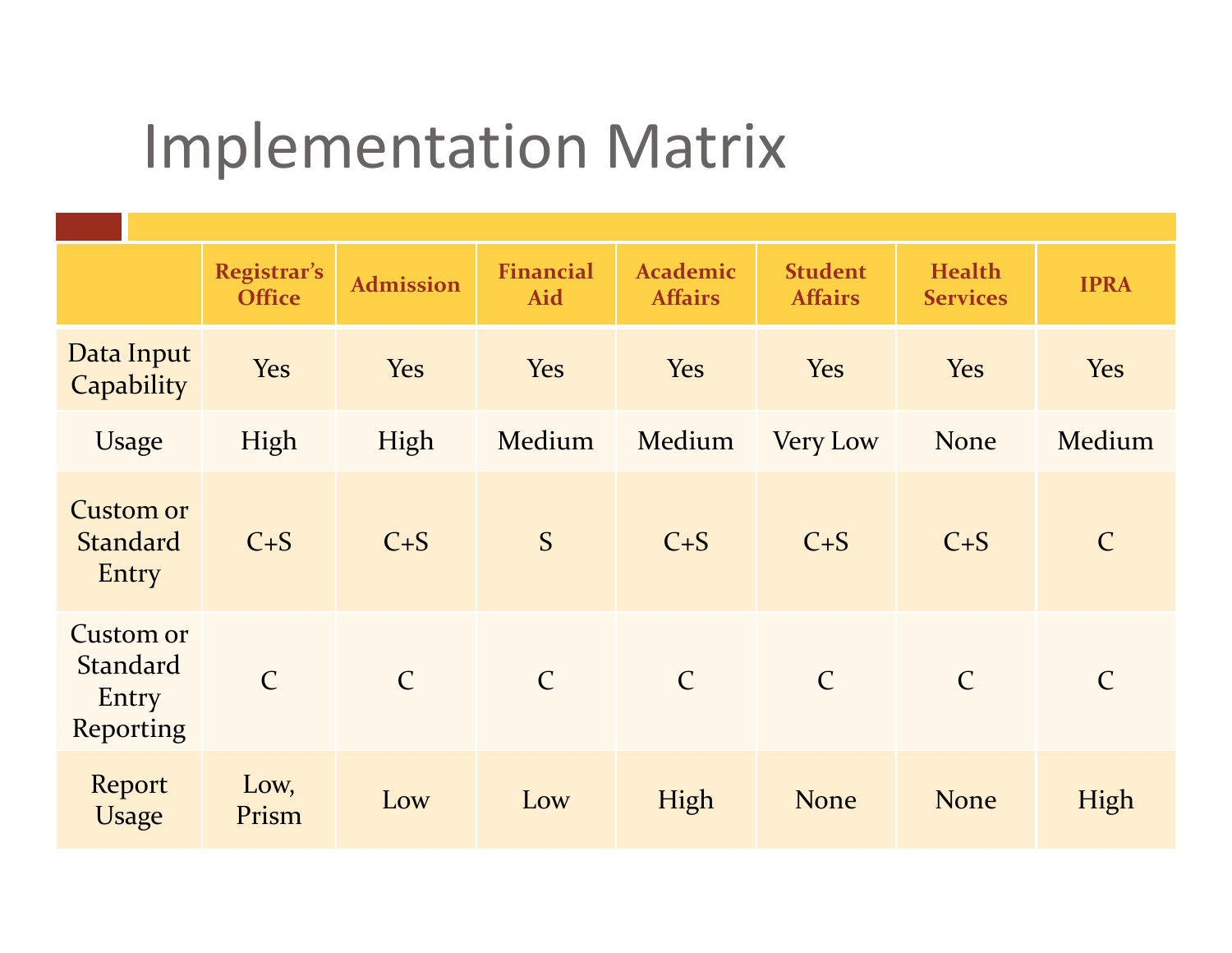# Implementation Matrix

| | Registrar's Office | Admission | Financial Aid | Academic Affairs | Student Affairs | Health Services | IPRA |
|---|---|---|---|---|---|---|---|
| Data Input Capability | Yes | Yes | Yes | Yes | Yes | Yes | Yes |
| Usage | High | High | Medium | Medium | Very Low | None | Medium |
| Custom or Standard Entry | C+S | C+S | S | C+S | C+S | C+S | C |
| Custom or Standard Entry Reporting | C | C | C | C | C | C | C |
| Report Usage | Low, Prism | Low | Low | High | None | None | High |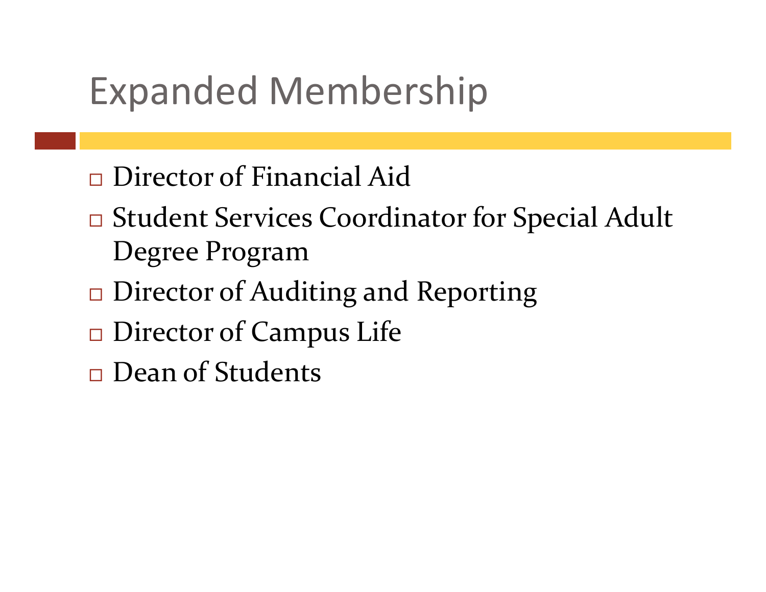# Expanded Membership

- Director of Financial Aid
- Student Services Coordinator for Special Adult Degree Program
- Director of Auditing and Reporting
- Director of Campus Life
- Dean of Students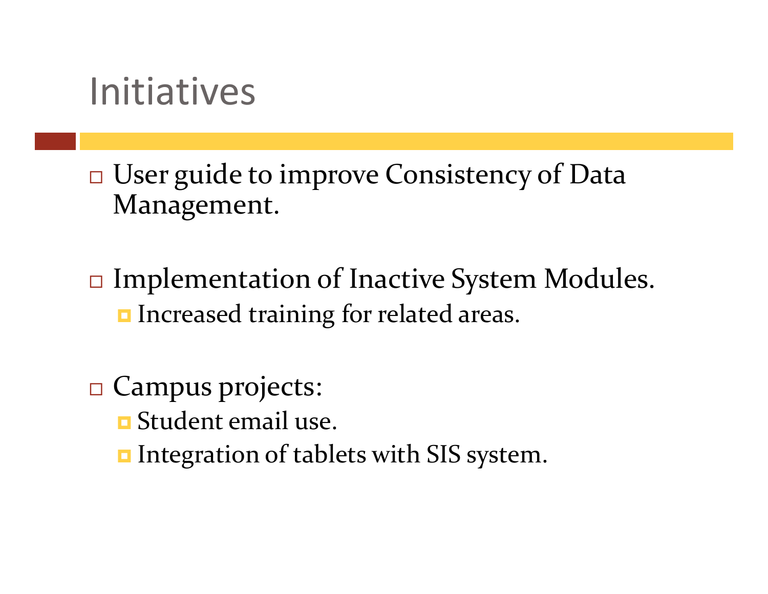# Initiatives

- User guide to improve Consistency of Data Management.

- Implementation of Inactive System Modules.
  - Increased training for related areas.

- Campus projects:
  - Student email use.
  - Integration of tablets with SIS system.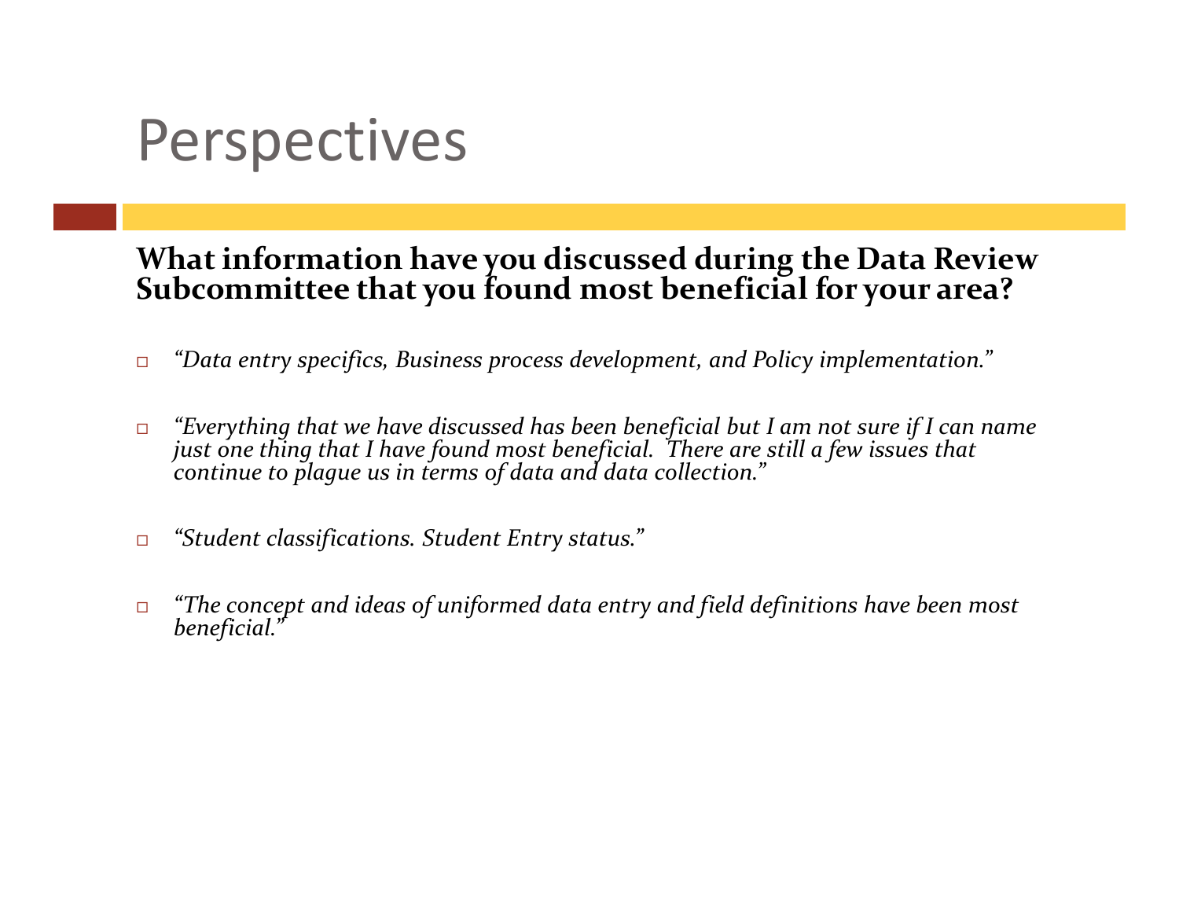# Perspectives

**What information have you discussed during the Data Review Subcommittee that you found most beneficial for your area?**

- *"Data entry specifics, Business process development, and Policy implementation."*
- *"Everything that we have discussed has been beneficial but I am not sure if I can name just one thing that I have found most beneficial. There are still a few issues that continue to plague us in terms of data and data collection."*
- *"Student classifications. Student Entry status."*
- *"The concept and ideas of uniformed data entry and field definitions have been most beneficial."*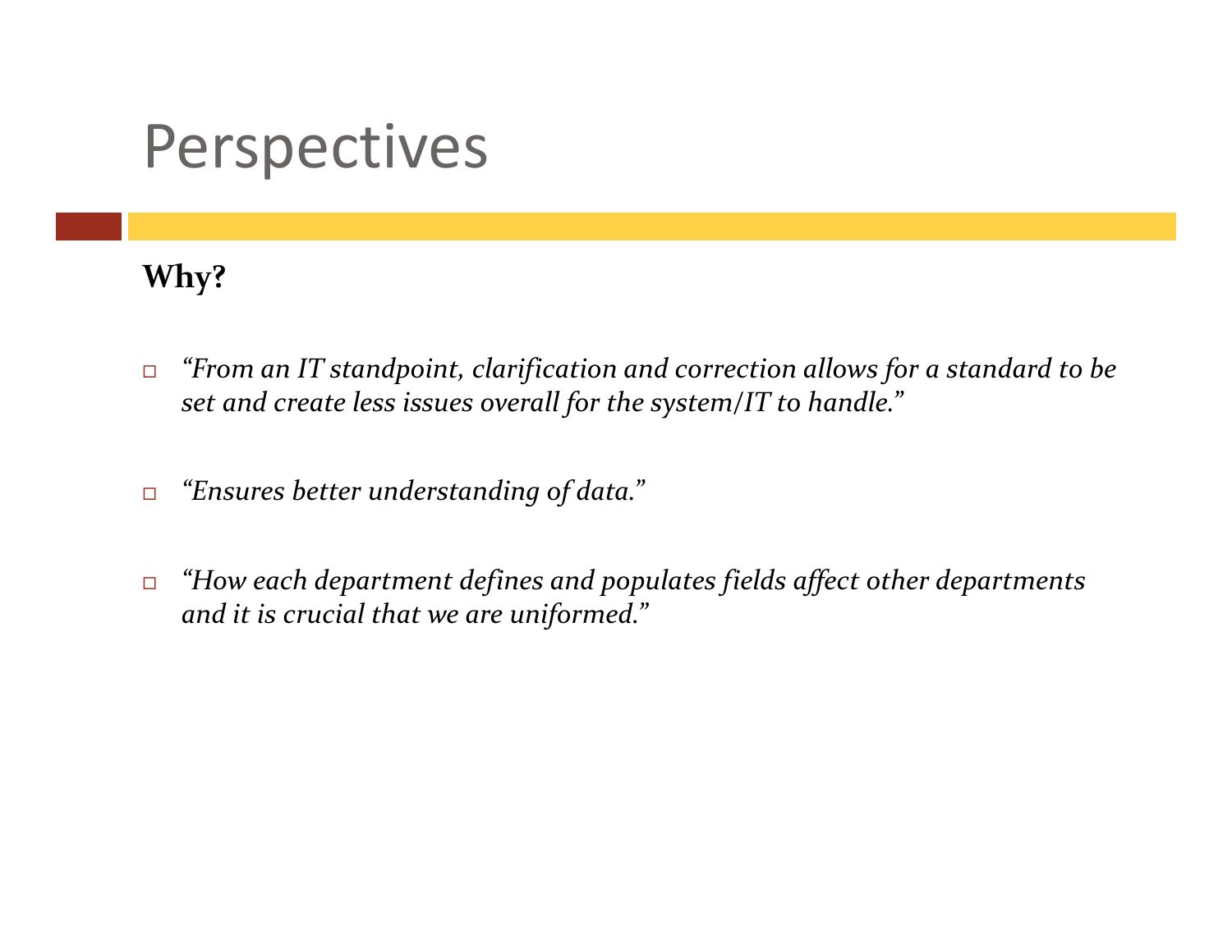# Perspectives

**Why?**

- *"From an IT standpoint, clarification and correction allows for a standard to be set and create less issues overall for the system/IT to handle."*

- *"Ensures better understanding of data."*

- *"How each department defines and populates fields affect other departments and it is crucial that we are uniformed."*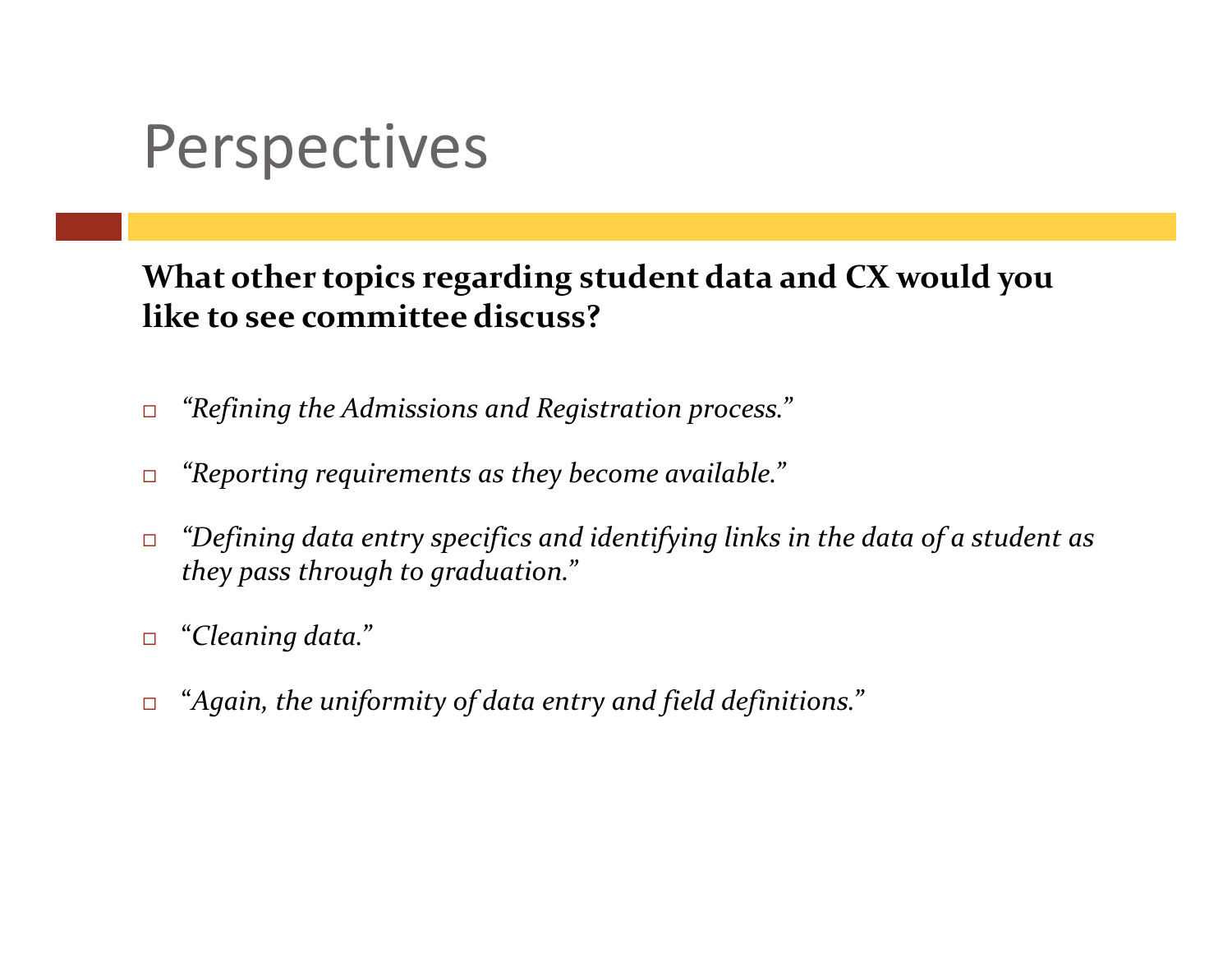# Perspectives

**What other topics regarding student data and CX would you like to see committee discuss?**

- *"Refining the Admissions and Registration process."*
- *"Reporting requirements as they become available."*
- *"Defining data entry specifics and identifying links in the data of a student as they pass through to graduation."*
- *"Cleaning data."*
- *"Again, the uniformity of data entry and field definitions."*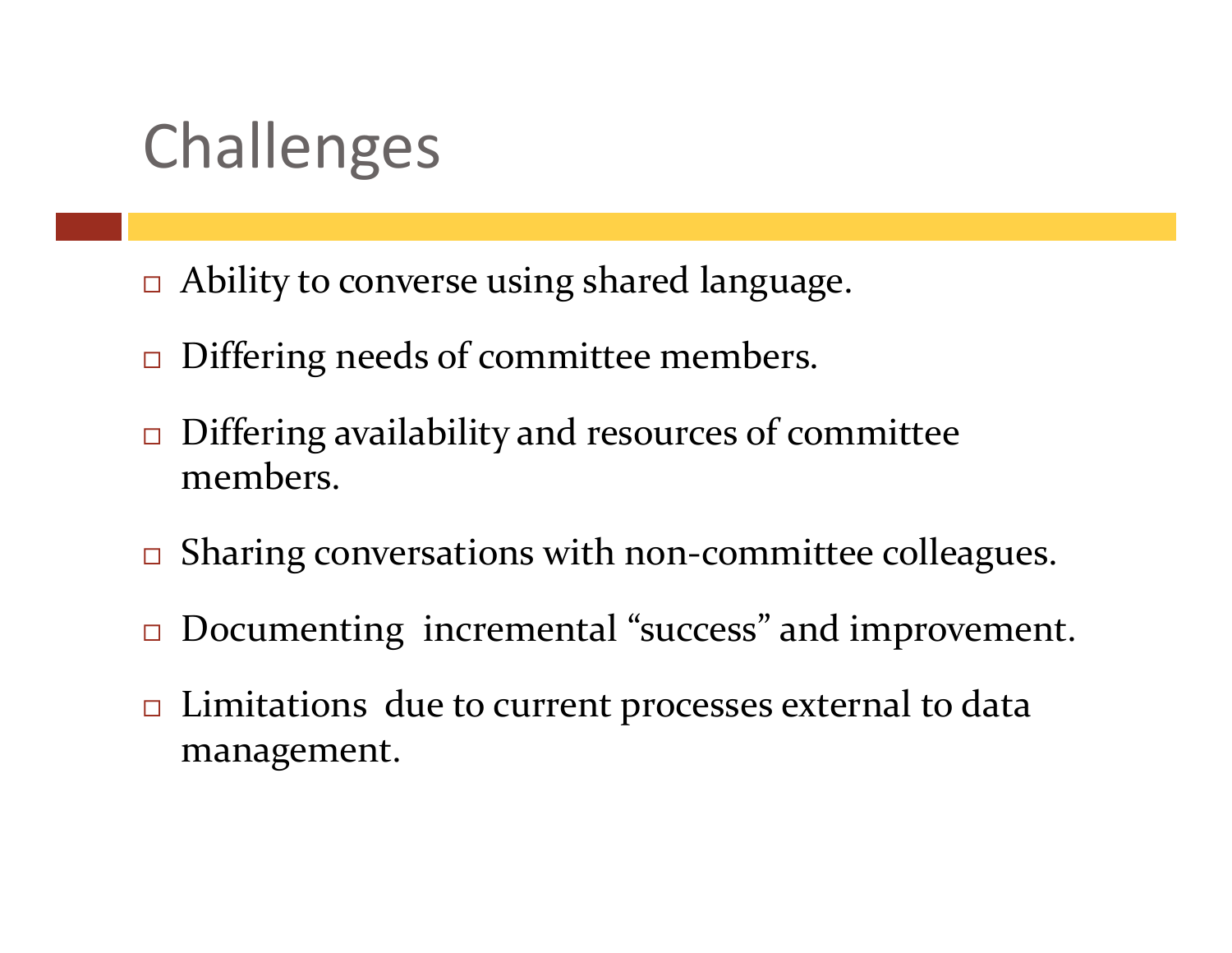# Challenges

- Ability to converse using shared language.
- Differing needs of committee members.
- Differing availability and resources of committee members.
- Sharing conversations with non-committee colleagues.
- Documenting incremental "success" and improvement.
- Limitations due to current processes external to data management.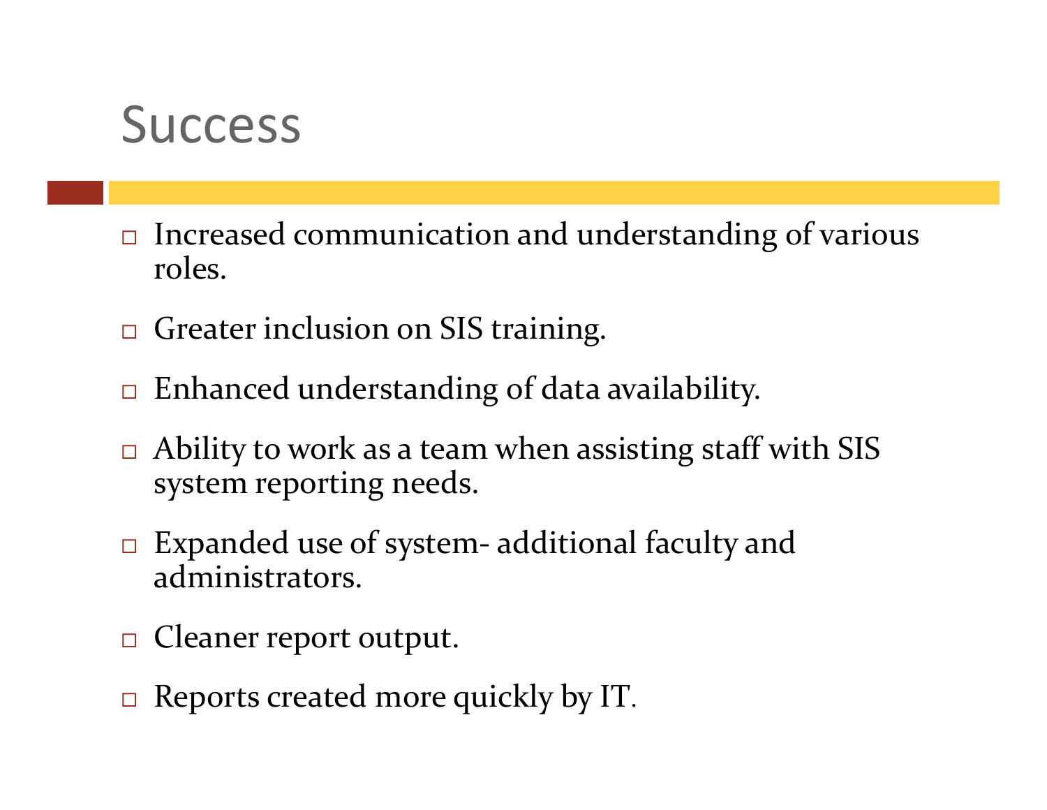# Success

- Increased communication and understanding of various roles.
- Greater inclusion on SIS training.
- Enhanced understanding of data availability.
- Ability to work as a team when assisting staff with SIS system reporting needs.
- Expanded use of system- additional faculty and administrators.
- Cleaner report output.
- Reports created more quickly by IT.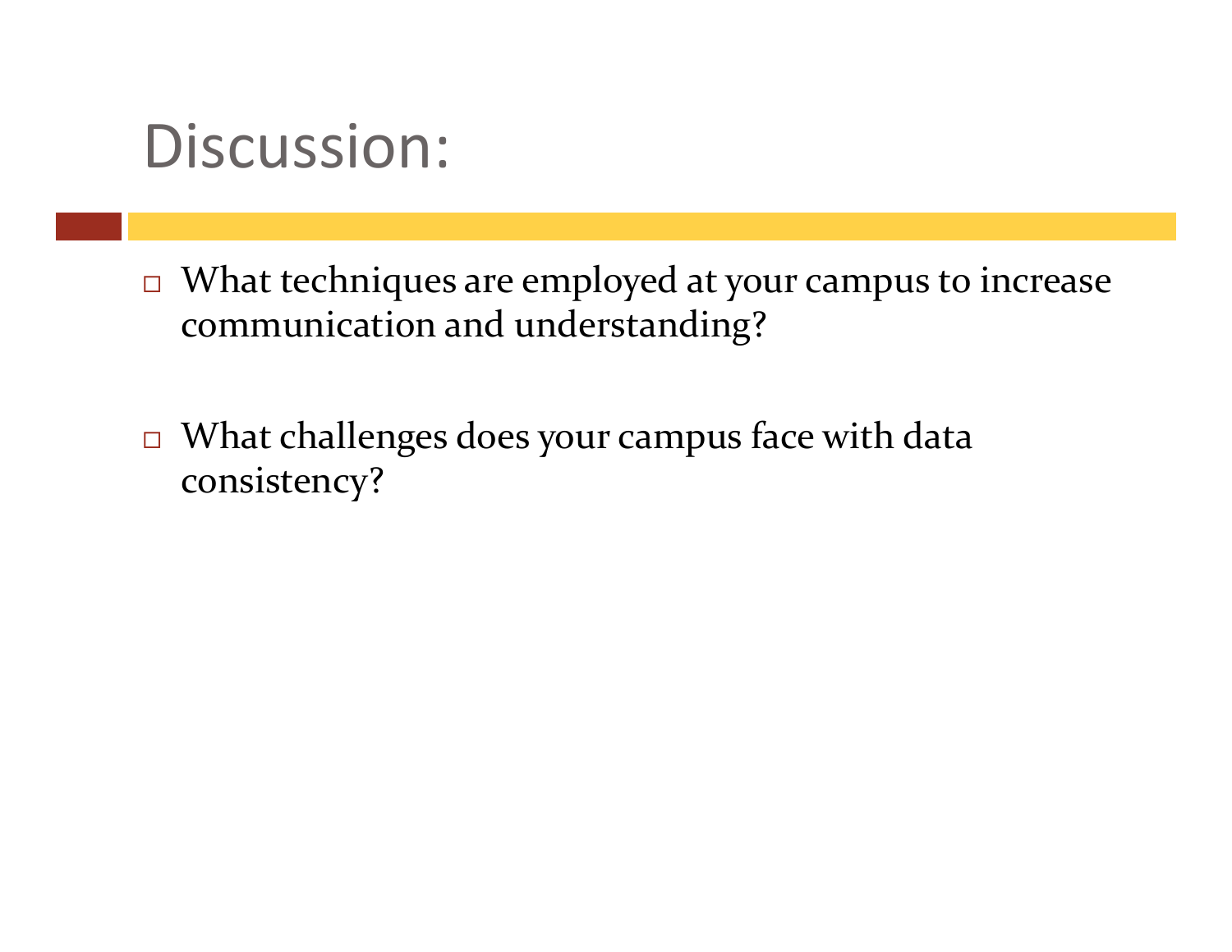# Discussion:

- What techniques are employed at your campus to increase communication and understanding?

- What challenges does your campus face with data consistency?